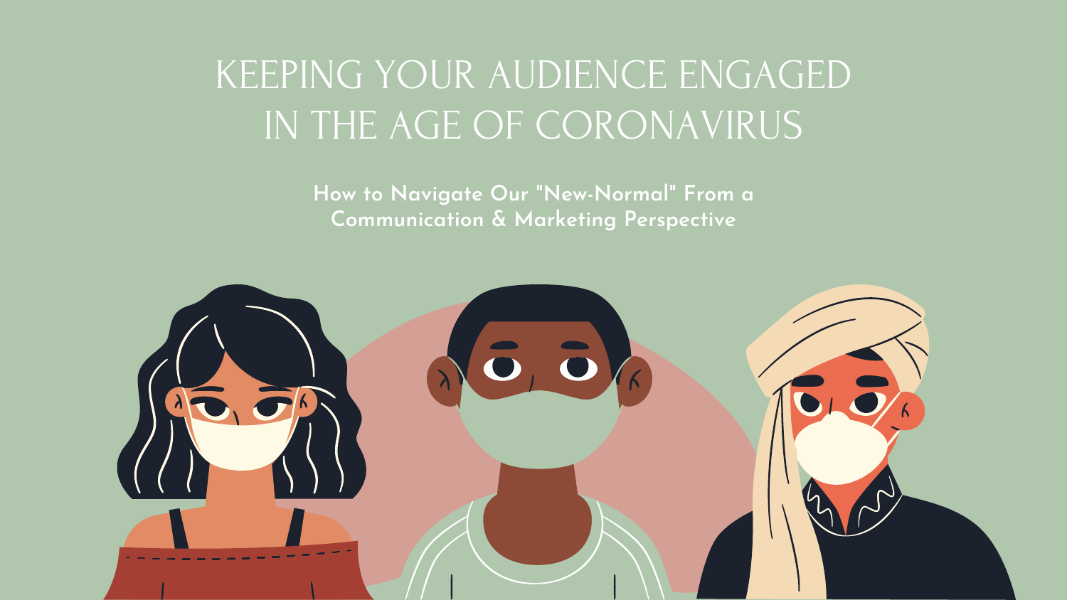# KEEPING YOUR AUDIENCE ENGAGED IN THE AGE OF CORONAVIRUS

**How to Navigate Our "New-Normal" From a Communication & Marketing Perspective**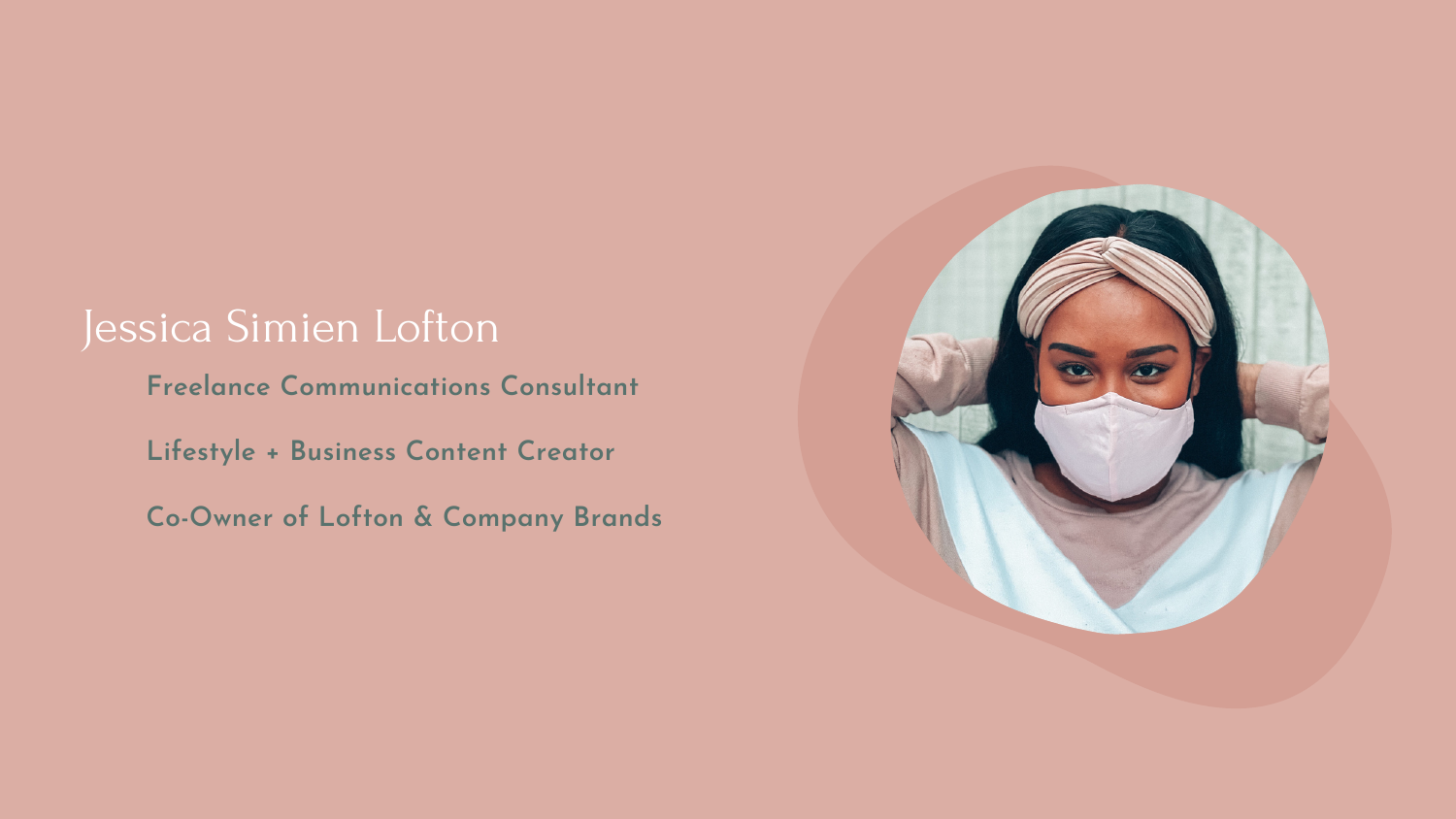# Jessica Simien Lofton

Freelance Communications Consultant

Lifestyle + Business Content Creator

Co-Owner of Lofton & Company Brands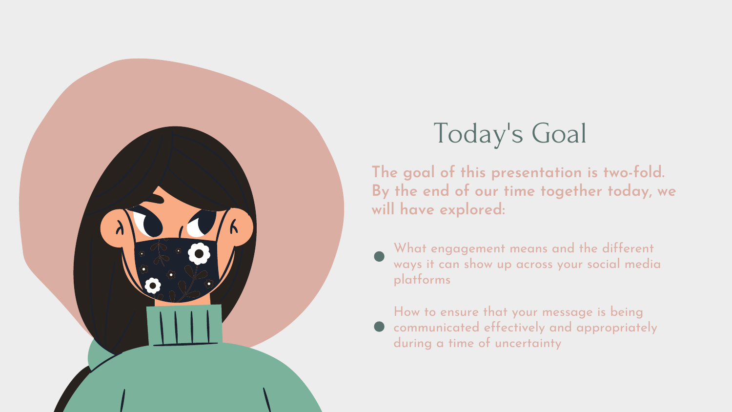# Today's Goal

**The goal of this presentation is two-fold. By the end of our time together today, we will have explored:**

- What engagement means and the different ways it can show up across your social media platforms
- How to ensure that your message is being communicated effectively and appropriately during a time of uncertainty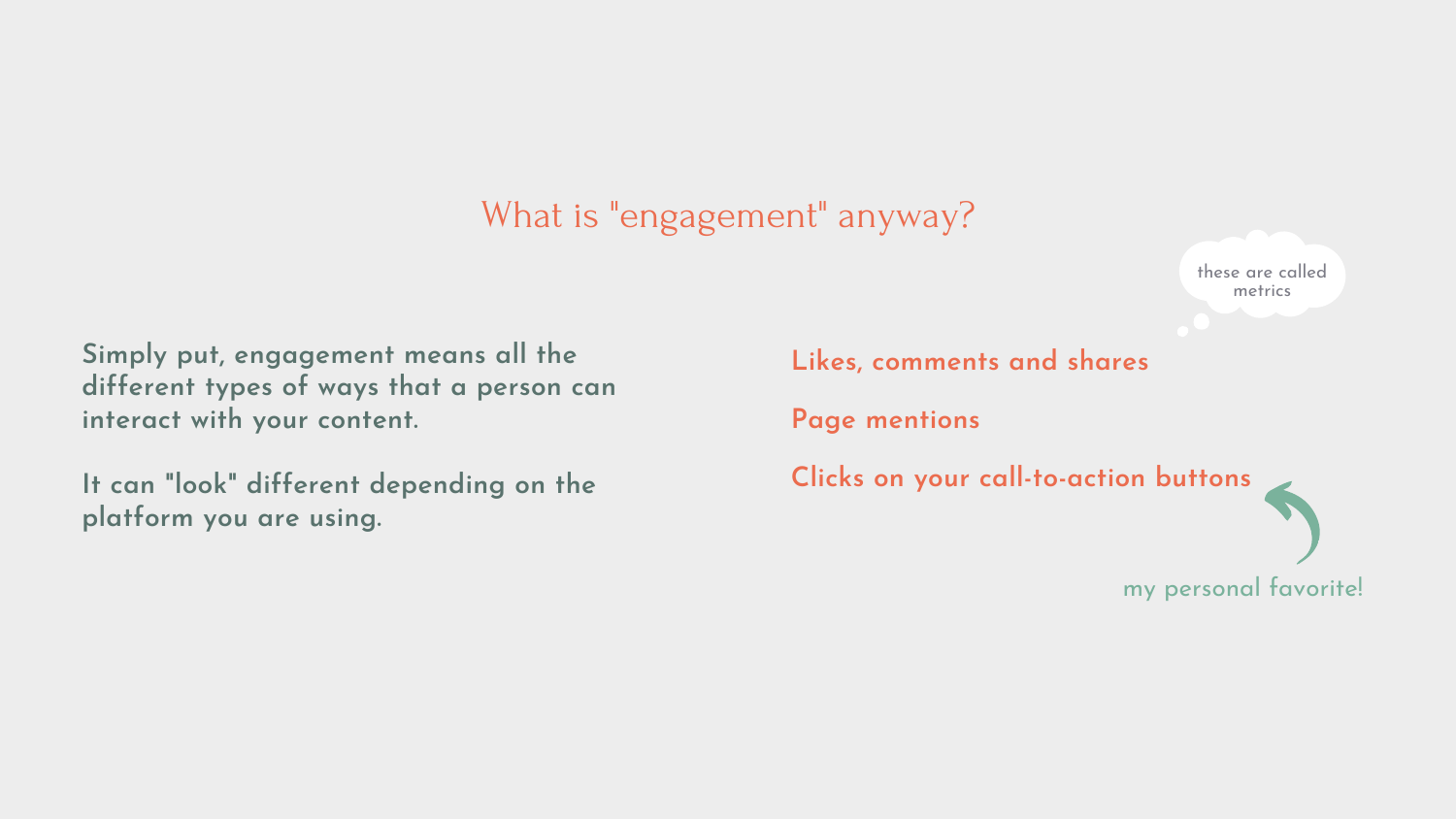# What is "engagement" anyway?

Simply put, engagement means all the different types of ways that a person can interact with your content.

It can "look" different depending on the platform you are using.

these are called metrics

- Likes, comments and shares
- Page mentions
- Clicks on your call-to-action buttons

my personal favorite!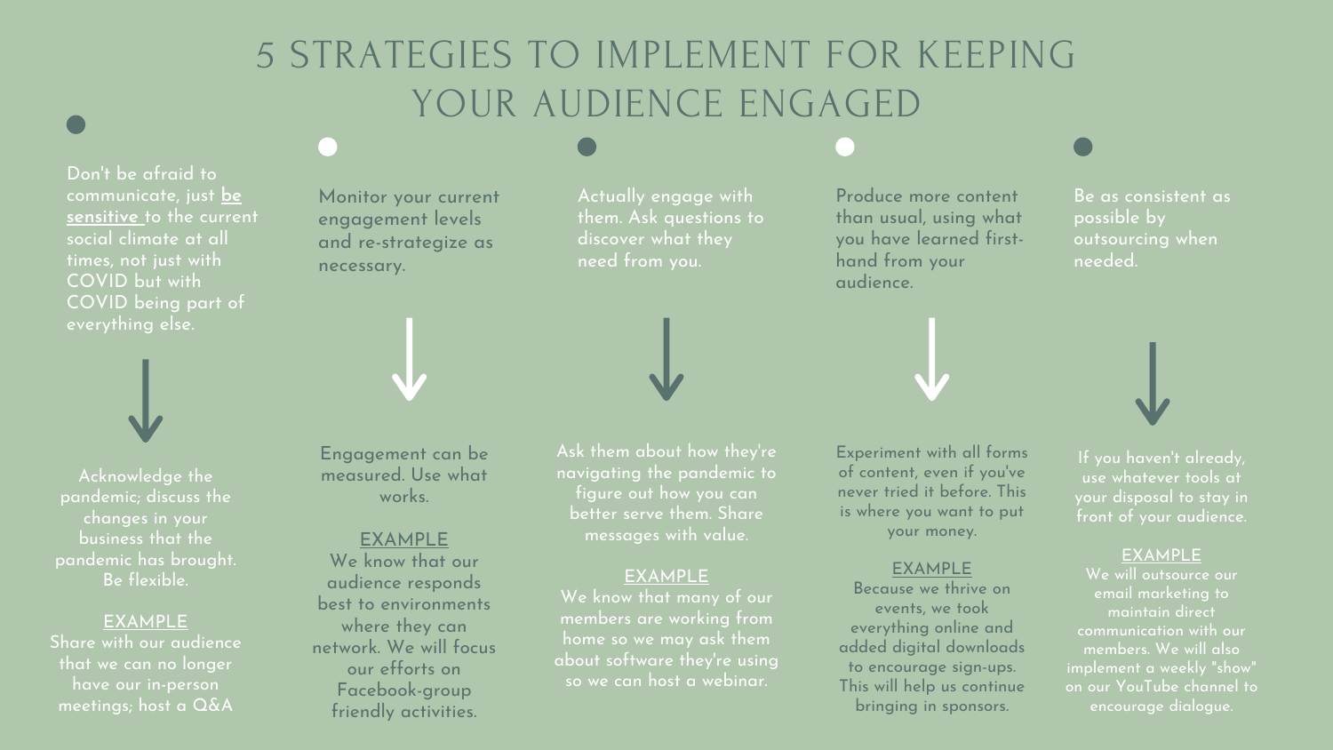# 5 STRATEGIES TO IMPLEMENT FOR KEEPING YOUR AUDIENCE ENGAGED

## 1

Don't be afraid to communicate, just **<u>be sensitive</u>** to the current social climate at all times, not just with COVID but with COVID being part of everything else.

↓

Acknowledge the pandemic; discuss the changes in your business that the pandemic has brought. Be flexible.

<u>EXAMPLE</u>

Share with our audience that we can no longer have our in-person meetings; host a Q&A

## 2

Monitor your current engagement levels and re-strategize as necessary.

↓

Engagement can be measured. Use what works.

<u>EXAMPLE</u>

We know that our audience responds best to environments where they can network. We will focus our efforts on Facebook-group friendly activities.

## 3

Actually engage with them. Ask questions to discover what they need from you.

↓

Ask them about how they're navigating the pandemic to figure out how you can better serve them. Share messages with value.

<u>EXAMPLE</u>

We know that many of our members are working from home so we may ask them about software they're using so we can host a webinar.

## 4

Produce more content than usual, using what you have learned first-hand from your audience.

↓

Experiment with all forms of content, even if you've never tried it before. This is where you want to put your money.

<u>EXAMPLE</u>

Because we thrive on events, we took everything online and added digital downloads to encourage sign-ups. This will help us continue bringing in sponsors.

## 5

Be as consistent as possible by outsourcing when needed.

↓

If you haven't already, use whatever tools at your disposal to stay in front of your audience.

<u>EXAMPLE</u>

We will outsource our email marketing to maintain direct communication with our members. We will also implement a weekly "show" on our YouTube channel to encourage dialogue.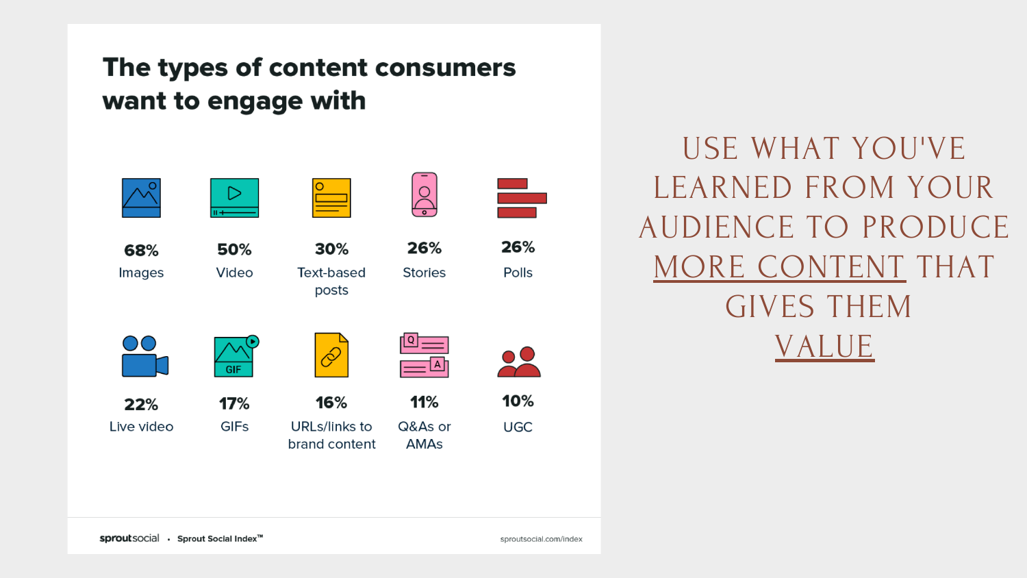## The types of content consumers want to engage with

68%
Images

50%
Video

30%
Text-based posts

26%
Stories

26%
Polls

22%
Live video

17%
GIFs

16%
URLs/links to brand content

11%
Q&As or AMAs

10%
UGC

sproutsocial • Sprout Social Index™ sproutsocial.com/index

USE WHAT YOU'VE LEARNED FROM YOUR AUDIENCE TO PRODUCE MORE CONTENT THAT GIVES THEM VALUE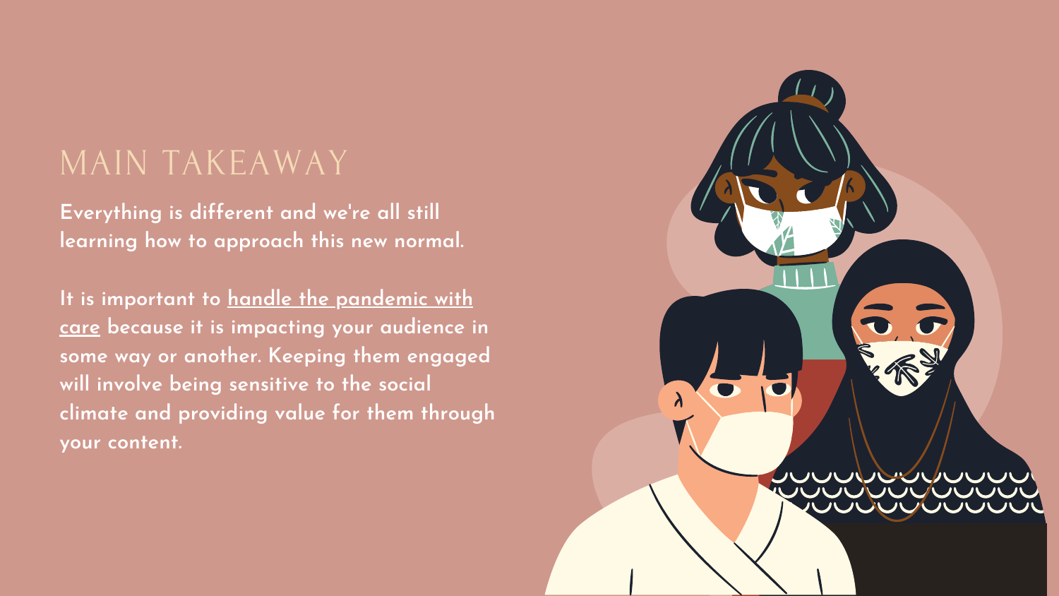# MAIN TAKEAWAY

**Everything is different and we're all still learning how to approach this new normal.**

**It is important to handle the pandemic with care because it is impacting your audience in some way or another. Keeping them engaged will involve being sensitive to the social climate and providing value for them through your content.**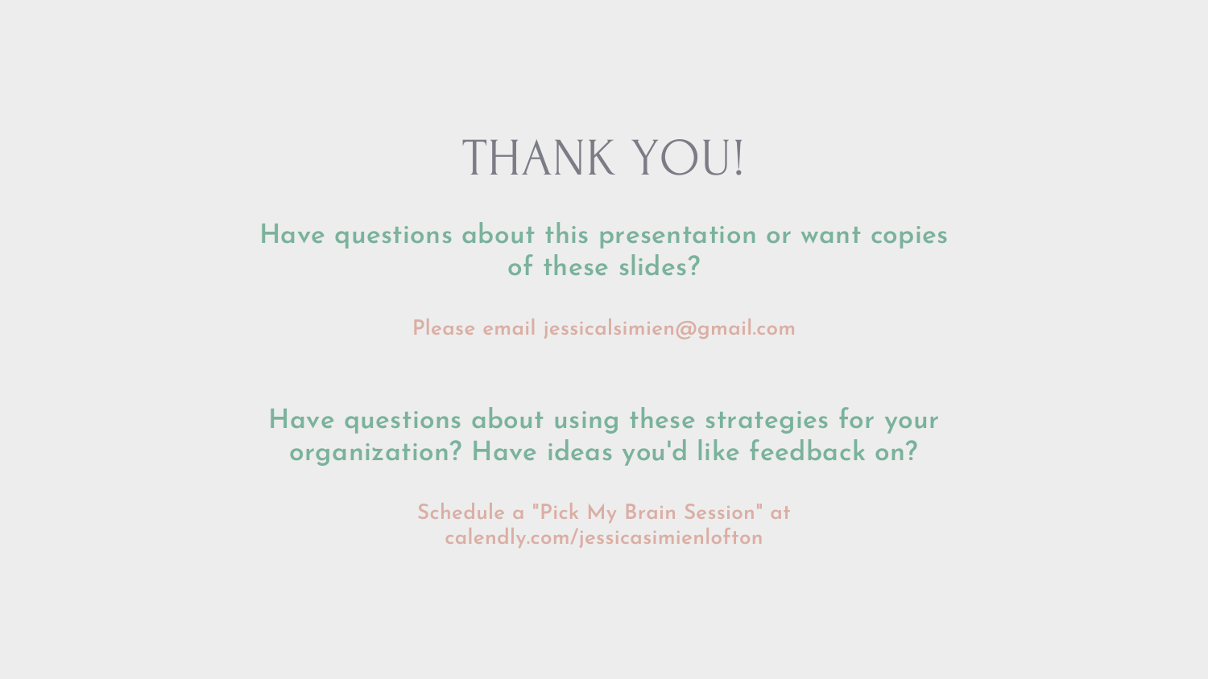# THANK YOU!

## Have questions about this presentation or want copies of these slides?

Please email jessicalsimien@gmail.com

## Have questions about using these strategies for your organization? Have ideas you'd like feedback on?

Schedule a "Pick My Brain Session" at calendly.com/jessicasimienlofton